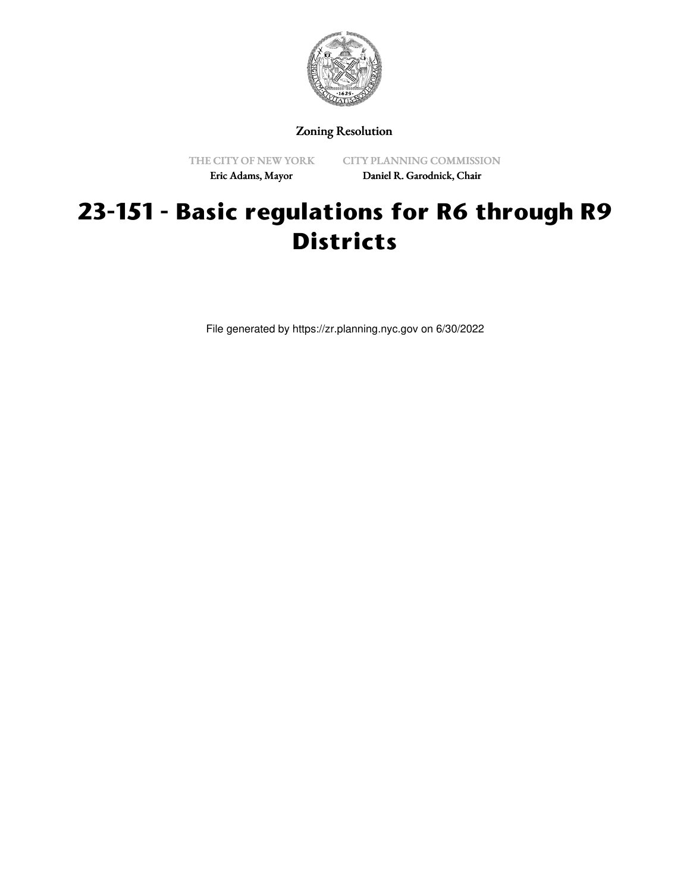Zoning Resolution

THE CITY OF NEW YORK
Eric Adams, Mayor

CITY PLANNING COMMISSION
Daniel R. Garodnick, Chair

# 23-151 - Basic regulations for R6 through R9 Districts

File generated by https://zr.planning.nyc.gov on 6/30/2022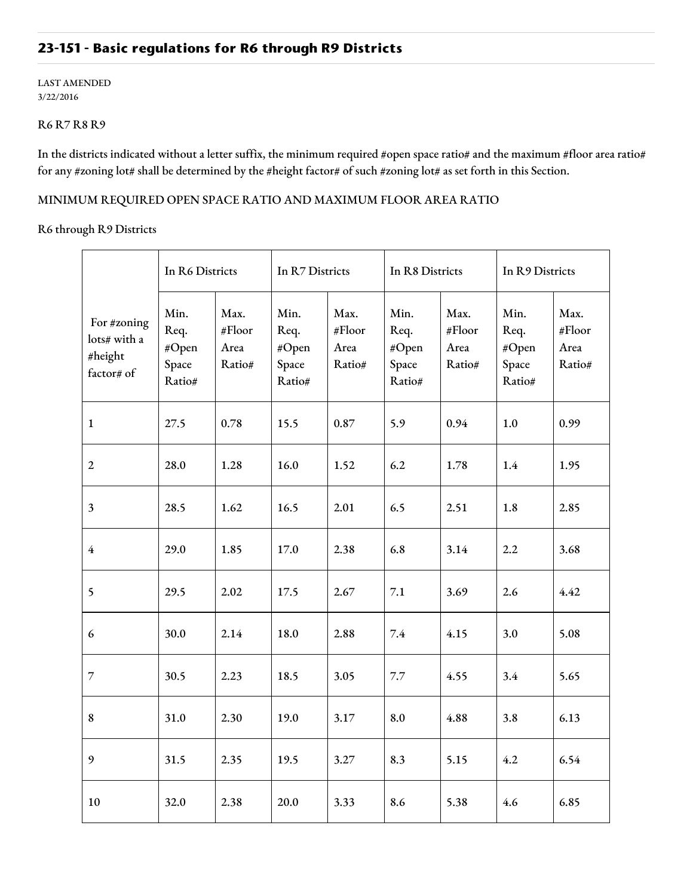## 23-151 - Basic regulations for R6 through R9 Districts

LAST AMENDED
3/22/2016

R6 R7 R8 R9

In the districts indicated without a letter suffix, the minimum required #open space ratio# and the maximum #floor area ratio# for any #zoning lot# shall be determined by the #height factor# of such #zoning lot# as set forth in this Section.

MINIMUM REQUIRED OPEN SPACE RATIO AND MAXIMUM FLOOR AREA RATIO

R6 through R9 Districts

| | In R6 Districts | | In R7 Districts | | In R8 Districts | | In R9 Districts | |
|---|---|---|---|---|---|---|---|---|
| For #zoning lots# with a #height factor# of | Min. Req. #Open Space Ratio# | Max. #Floor Area Ratio# | Min. Req. #Open Space Ratio# | Max. #Floor Area Ratio# | Min. Req. #Open Space Ratio# | Max. #Floor Area Ratio# | Min. Req. #Open Space Ratio# | Max. #Floor Area Ratio# |
| 1 | 27.5 | 0.78 | 15.5 | 0.87 | 5.9 | 0.94 | 1.0 | 0.99 |
| 2 | 28.0 | 1.28 | 16.0 | 1.52 | 6.2 | 1.78 | 1.4 | 1.95 |
| 3 | 28.5 | 1.62 | 16.5 | 2.01 | 6.5 | 2.51 | 1.8 | 2.85 |
| 4 | 29.0 | 1.85 | 17.0 | 2.38 | 6.8 | 3.14 | 2.2 | 3.68 |
| 5 | 29.5 | 2.02 | 17.5 | 2.67 | 7.1 | 3.69 | 2.6 | 4.42 |
| 6 | 30.0 | 2.14 | 18.0 | 2.88 | 7.4 | 4.15 | 3.0 | 5.08 |
| 7 | 30.5 | 2.23 | 18.5 | 3.05 | 7.7 | 4.55 | 3.4 | 5.65 |
| 8 | 31.0 | 2.30 | 19.0 | 3.17 | 8.0 | 4.88 | 3.8 | 6.13 |
| 9 | 31.5 | 2.35 | 19.5 | 3.27 | 8.3 | 5.15 | 4.2 | 6.54 |
| 10 | 32.0 | 2.38 | 20.0 | 3.33 | 8.6 | 5.38 | 4.6 | 6.85 |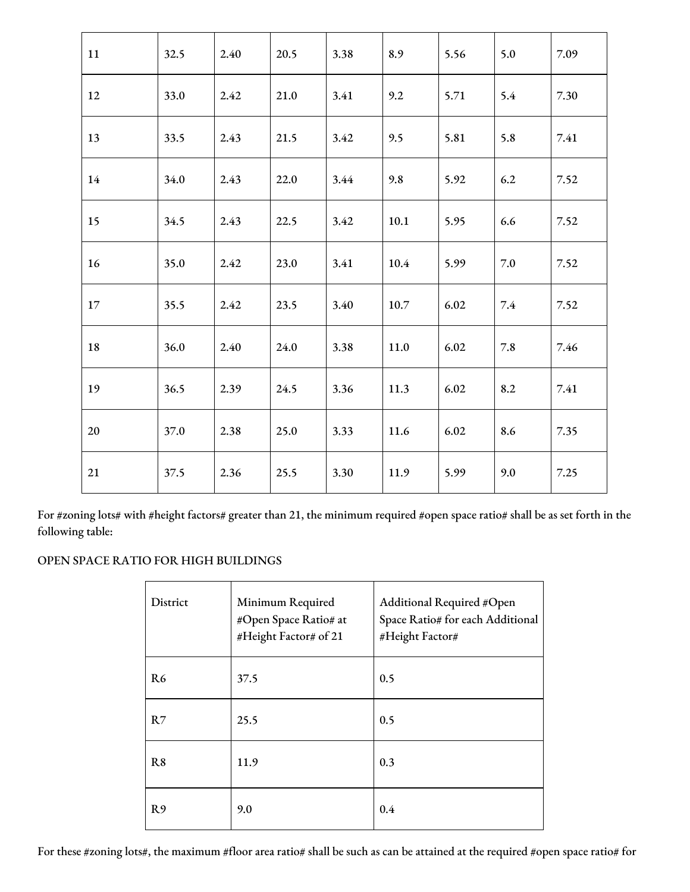| | | | | | | | | |
|---|---|---|---|---|---|---|---|---|
| 11 | 32.5 | 2.40 | 20.5 | 3.38 | 8.9 | 5.56 | 5.0 | 7.09 |
| 12 | 33.0 | 2.42 | 21.0 | 3.41 | 9.2 | 5.71 | 5.4 | 7.30 |
| 13 | 33.5 | 2.43 | 21.5 | 3.42 | 9.5 | 5.81 | 5.8 | 7.41 |
| 14 | 34.0 | 2.43 | 22.0 | 3.44 | 9.8 | 5.92 | 6.2 | 7.52 |
| 15 | 34.5 | 2.43 | 22.5 | 3.42 | 10.1 | 5.95 | 6.6 | 7.52 |
| 16 | 35.0 | 2.42 | 23.0 | 3.41 | 10.4 | 5.99 | 7.0 | 7.52 |
| 17 | 35.5 | 2.42 | 23.5 | 3.40 | 10.7 | 6.02 | 7.4 | 7.52 |
| 18 | 36.0 | 2.40 | 24.0 | 3.38 | 11.0 | 6.02 | 7.8 | 7.46 |
| 19 | 36.5 | 2.39 | 24.5 | 3.36 | 11.3 | 6.02 | 8.2 | 7.41 |
| 20 | 37.0 | 2.38 | 25.0 | 3.33 | 11.6 | 6.02 | 8.6 | 7.35 |
| 21 | 37.5 | 2.36 | 25.5 | 3.30 | 11.9 | 5.99 | 9.0 | 7.25 |

For #zoning lots# with #height factors# greater than 21, the minimum required #open space ratio# shall be as set forth in the following table:

OPEN SPACE RATIO FOR HIGH BUILDINGS

| District | Minimum Required #Open Space Ratio# at #Height Factor# of 21 | Additional Required #Open Space Ratio# for each Additional #Height Factor# |
|---|---|---|
| R6 | 37.5 | 0.5 |
| R7 | 25.5 | 0.5 |
| R8 | 11.9 | 0.3 |
| R9 | 9.0 | 0.4 |

For these #zoning lots#, the maximum #floor area ratio# shall be such as can be attained at the required #open space ratio# for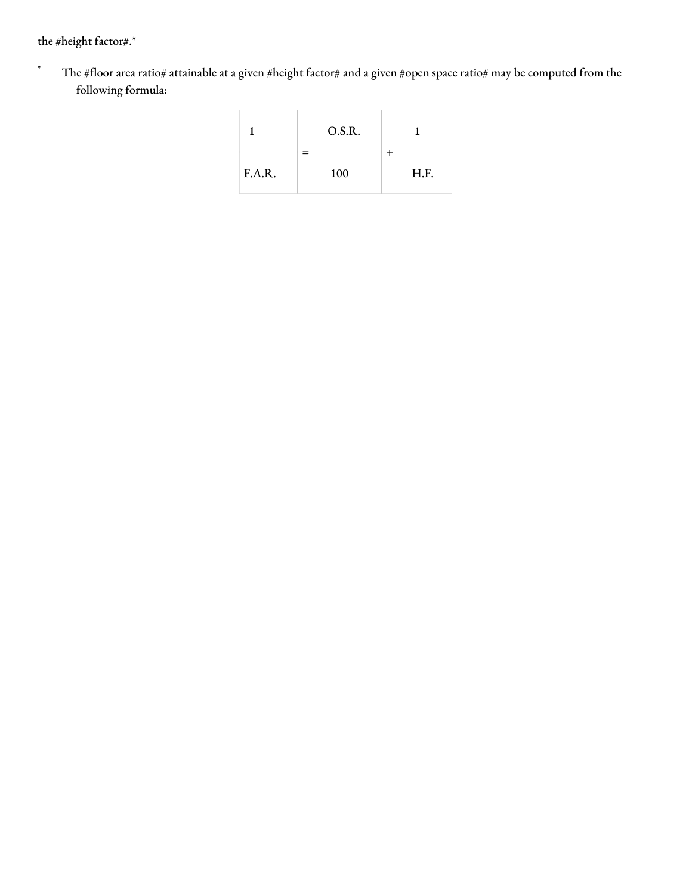the #height factor#.*

\* The #floor area ratio# attainable at a given #height factor# and a given #open space ratio# may be computed from the following formula:

$$\frac{1}{\text{F.A.R.}} = \frac{\text{O.S.R.}}{100} + \frac{1}{\text{H.F.}}$$